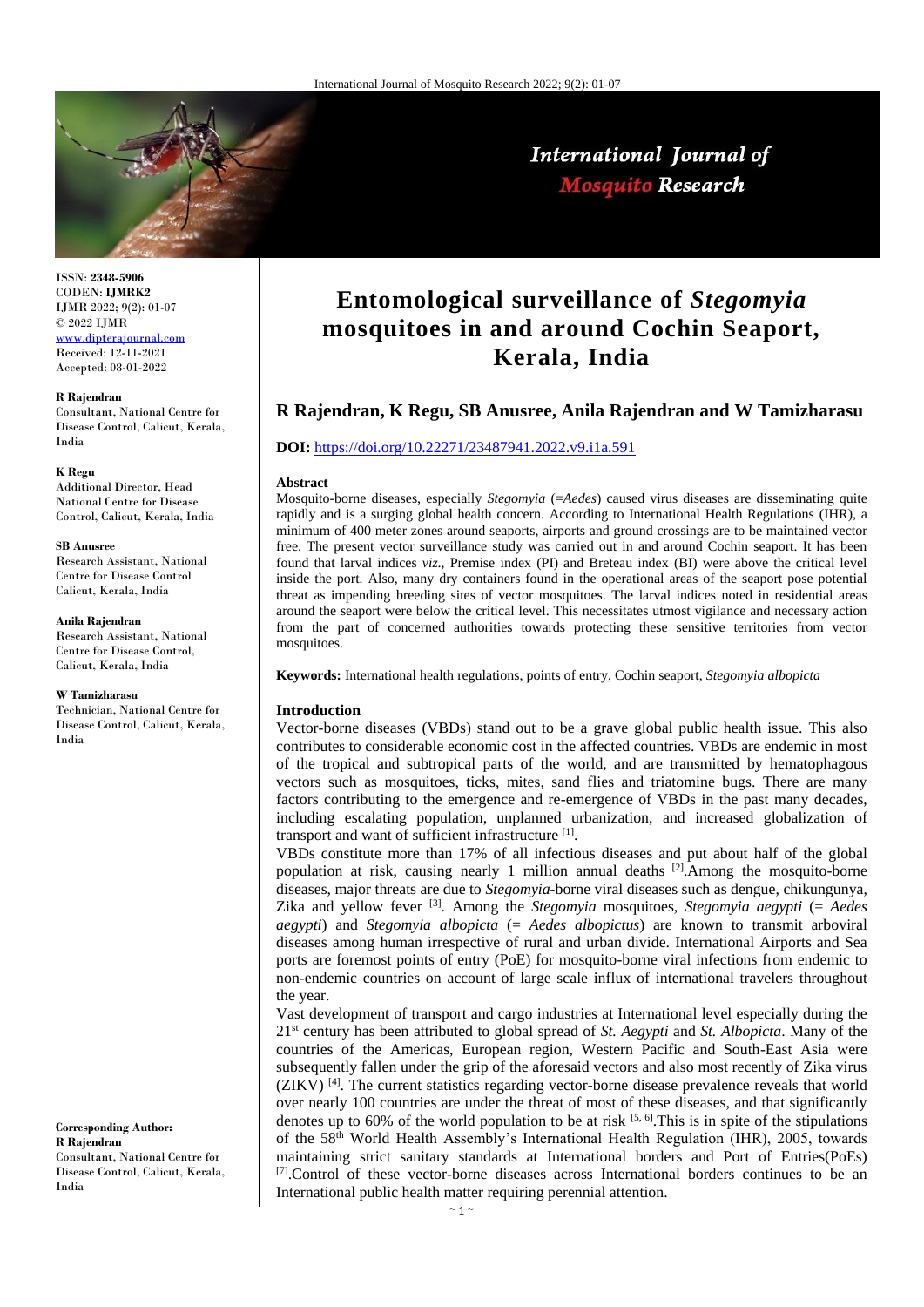ISSN: **2348-5906**
CODEN: **IJMRK2**
IJMR 2022; 9(2): 01-07
© 2022 IJMR
www.dipterajournal.com
Received: 12-11-2021
Accepted: 08-01-2022

**R Rajendran**
Consultant, National Centre for Disease Control, Calicut, Kerala, India

**K Regu**
Additional Director, Head National Centre for Disease Control, Calicut, Kerala, India

**SB Anusree**
Research Assistant, National Centre for Disease Control Calicut, Kerala, India

**Anila Rajendran**
Research Assistant, National Centre for Disease Control, Calicut, Kerala, India

**W Tamizharasu**
Technician, National Centre for Disease Control, Calicut, Kerala, India

**Corresponding Author:**
**R Rajendran**
Consultant, National Centre for Disease Control, Calicut, Kerala, India

# Entomological surveillance of *Stegomyia* mosquitoes in and around Cochin Seaport, Kerala, India

**R Rajendran, K Regu, SB Anusree, Anila Rajendran and W Tamizharasu**

**DOI:** https://doi.org/10.22271/23487941.2022.v9.i1a.591

### Abstract

Mosquito-borne diseases, especially *Stegomyia* (=*Aedes*) caused virus diseases are disseminating quite rapidly and is a surging global health concern. According to International Health Regulations (IHR), a minimum of 400 meter zones around seaports, airports and ground crossings are to be maintained vector free. The present vector surveillance study was carried out in and around Cochin seaport. It has been found that larval indices *viz*., Premise index (PI) and Breteau index (BI) were above the critical level inside the port. Also, many dry containers found in the operational areas of the seaport pose potential threat as impending breeding sites of vector mosquitoes. The larval indices noted in residential areas around the seaport were below the critical level. This necessitates utmost vigilance and necessary action from the part of concerned authorities towards protecting these sensitive territories from vector mosquitoes.

**Keywords:** International health regulations, points of entry, Cochin seaport, *Stegomyia albopicta*

### Introduction

Vector-borne diseases (VBDs) stand out to be a grave global public health issue. This also contributes to considerable economic cost in the affected countries. VBDs are endemic in most of the tropical and subtropical parts of the world, and are transmitted by hematophagous vectors such as mosquitoes, ticks, mites, sand flies and triatomine bugs. There are many factors contributing to the emergence and re-emergence of VBDs in the past many decades, including escalating population, unplanned urbanization, and increased globalization of transport and want of sufficient infrastructure [1].

VBDs constitute more than 17% of all infectious diseases and put about half of the global population at risk, causing nearly 1 million annual deaths [2].Among the mosquito-borne diseases, major threats are due to *Stegomyia*-borne viral diseases such as dengue, chikungunya, Zika and yellow fever [3]. Among the *Stegomyia* mosquitoes, *Stegomyia aegypti* (= *Aedes aegypti*) and *Stegomyia albopicta* (= *Aedes albopictus*) are known to transmit arboviral diseases among human irrespective of rural and urban divide. International Airports and Sea ports are foremost points of entry (PoE) for mosquito-borne viral infections from endemic to non-endemic countries on account of large scale influx of international travelers throughout the year.

Vast development of transport and cargo industries at International level especially during the 21st century has been attributed to global spread of *St. Aegypti* and *St. Albopicta*. Many of the countries of the Americas, European region, Western Pacific and South-East Asia were subsequently fallen under the grip of the aforesaid vectors and also most recently of Zika virus (ZIKV) [4]. The current statistics regarding vector-borne disease prevalence reveals that world over nearly 100 countries are under the threat of most of these diseases, and that significantly denotes up to 60% of the world population to be at risk [5, 6].This is in spite of the stipulations of the 58th World Health Assembly's International Health Regulation (IHR), 2005, towards maintaining strict sanitary standards at International borders and Port of Entries(PoEs) [7].Control of these vector-borne diseases across International borders continues to be an International public health matter requiring perennial attention.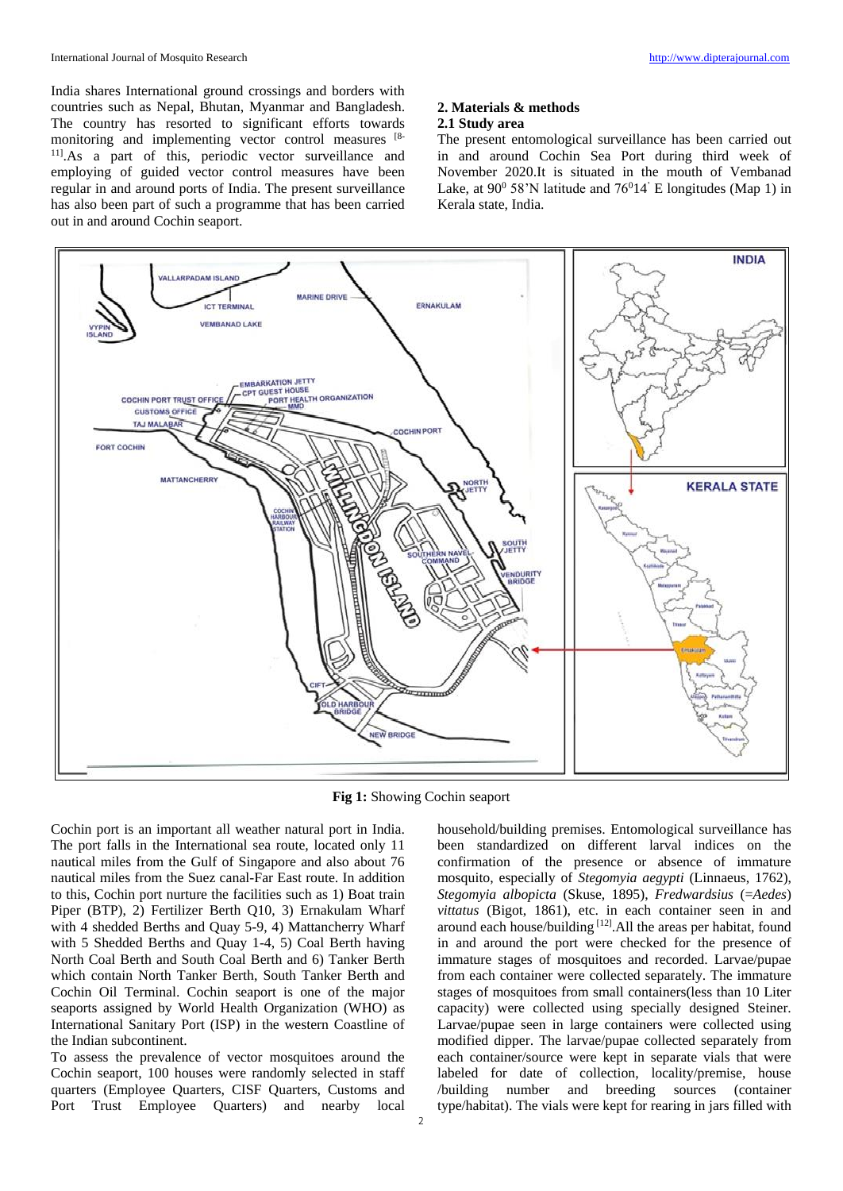India shares International ground crossings and borders with countries such as Nepal, Bhutan, Myanmar and Bangladesh. The country has resorted to significant efforts towards monitoring and implementing vector control measures [8-11]. As a part of this, periodic vector surveillance and employing of guided vector control measures have been regular in and around ports of India. The present surveillance has also been part of such a programme that has been carried out in and around Cochin seaport.

## 2. Materials & methods

### 2.1 Study area

The present entomological surveillance has been carried out in and around Cochin Sea Port during third week of November 2020. It is situated in the mouth of Vembanad Lake, at $90^0$ 58'N latitude and $76^0 14'$ E longitudes (Map 1) in Kerala state, India.

**Fig 1:** Showing Cochin seaport

Cochin port is an important all weather natural port in India. The port falls in the International sea route, located only 11 nautical miles from the Gulf of Singapore and also about 76 nautical miles from the Suez canal-Far East route. In addition to this, Cochin port nurture the facilities such as 1) Boat train Piper (BTP), 2) Fertilizer Berth Q10, 3) Ernakulam Wharf with 4 shedded Berths and Quay 5-9, 4) Mattancherry Wharf with 5 Shedded Berths and Quay 1-4, 5) Coal Berth having North Coal Berth and South Coal Berth and 6) Tanker Berth which contain North Tanker Berth, South Tanker Berth and Cochin Oil Terminal. Cochin seaport is one of the major seaports assigned by World Health Organization (WHO) as International Sanitary Port (ISP) in the western Coastline of the Indian subcontinent.

To assess the prevalence of vector mosquitoes around the Cochin seaport, 100 houses were randomly selected in staff quarters (Employee Quarters, CISF Quarters, Customs and Port Trust Employee Quarters) and nearby local household/building premises. Entomological surveillance has been standardized on different larval indices on the confirmation of the presence or absence of immature mosquito, especially of *Stegomyia aegypti* (Linnaeus, 1762), *Stegomyia albopicta* (Skuse, 1895), *Fredwardsius* (=*Aedes*) *vittatus* (Bigot, 1861), etc. in each container seen in and around each house/building [12]. All the areas per habitat, found in and around the port were checked for the presence of immature stages of mosquitoes and recorded. Larvae/pupae from each container were collected separately. The immature stages of mosquitoes from small containers(less than 10 Liter capacity) were collected using specially designed Steiner. Larvae/pupae seen in large containers were collected using modified dipper. The larvae/pupae collected separately from each container/source were kept in separate vials that were labeled for date of collection, locality/premise, house /building number and breeding sources (container type/habitat). The vials were kept for rearing in jars filled with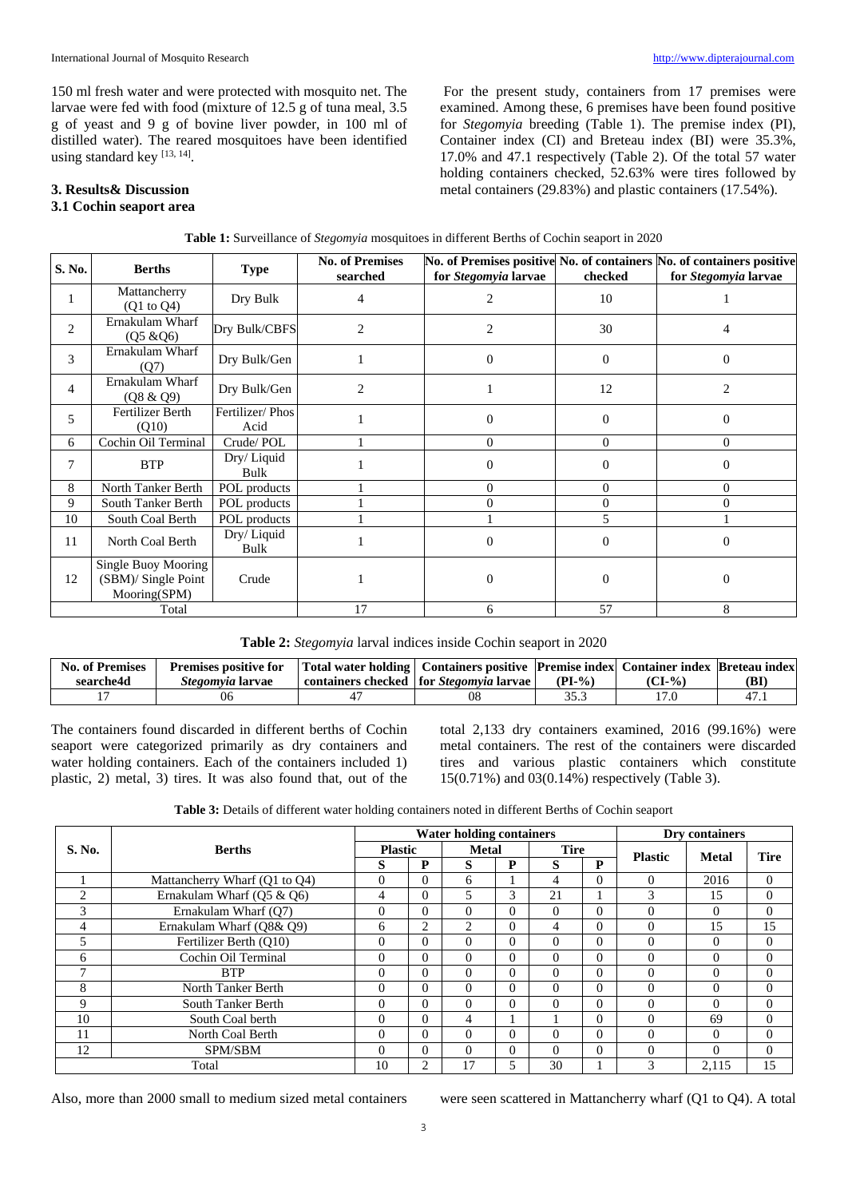150 ml fresh water and were protected with mosquito net. The larvae were fed with food (mixture of 12.5 g of tuna meal, 3.5 g of yeast and 9 g of bovine liver powder, in 100 ml of distilled water). The reared mosquitoes have been identified using standard key [13, 14].

## 3. Results& Discussion

### 3.1 Cochin seaport area

For the present study, containers from 17 premises were examined. Among these, 6 premises have been found positive for *Stegomyia* breeding (Table 1). The premise index (PI), Container index (CI) and Breteau index (BI) were 35.3%, 17.0% and 47.1 respectively (Table 2). Of the total 57 water holding containers checked, 52.63% were tires followed by metal containers (29.83%) and plastic containers (17.54%).

**Table 1:** Surveillance of *Stegomyia* mosquitoes in different Berths of Cochin seaport in 2020

| S. No. | Berths | Type | No. of Premises searched | No. of Premises positive for *Stegomyia* larvae | No. of containers checked | No. of containers positive for *Stegomyia* larvae |
|---|---|---|---|---|---|---|
| 1 | Mattancherry (Q1 to Q4) | Dry Bulk | 4 | 2 | 10 | 1 |
| 2 | Ernakulam Wharf (Q5 &Q6) | Dry Bulk/CBFS | 2 | 2 | 30 | 4 |
| 3 | Ernakulam Wharf (Q7) | Dry Bulk/Gen | 1 | 0 | 0 | 0 |
| 4 | Ernakulam Wharf (Q8 & Q9) | Dry Bulk/Gen | 2 | 1 | 12 | 2 |
| 5 | Fertilizer Berth (Q10) | Fertilizer/ Phos Acid | 1 | 0 | 0 | 0 |
| 6 | Cochin Oil Terminal | Crude/ POL | 1 | 0 | 0 | 0 |
| 7 | BTP | Dry/ Liquid Bulk | 1 | 0 | 0 | 0 |
| 8 | North Tanker Berth | POL products | 1 | 0 | 0 | 0 |
| 9 | South Tanker Berth | POL products | 1 | 0 | 0 | 0 |
| 10 | South Coal Berth | POL products | 1 | 1 | 5 | 1 |
| 11 | North Coal Berth | Dry/ Liquid Bulk | 1 | 0 | 0 | 0 |
| 12 | Single Buoy Mooring (SBM)/ Single Point Mooring(SPM) | Crude | 1 | 0 | 0 | 0 |
| Total | | | 17 | 6 | 57 | 8 |

**Table 2:** *Stegomyia* larval indices inside Cochin seaport in 2020

| No. of Premises searche4d | Premises positive for *Stegomyia* larvae | Total water holding containers checked | Containers positive for *Stegomyia* larvae | Premise index (PI-%) | Container index (CI-%) | Breteau index (BI) |
|---|---|---|---|---|---|---|
| 17 | 06 | 47 | 08 | 35.3 | 17.0 | 47.1 |

The containers found discarded in different berths of Cochin seaport were categorized primarily as dry containers and water holding containers. Each of the containers included 1) plastic, 2) metal, 3) tires. It was also found that, out of the total 2,133 dry containers examined, 2016 (99.16%) were metal containers. The rest of the containers were discarded tires and various plastic containers which constitute 15(0.71%) and 03(0.14%) respectively (Table 3).

**Table 3:** Details of different water holding containers noted in different Berths of Cochin seaport

| S. No. | Berths | Water holding containers | | | | | | Dry containers | | |
|---|---|---|---|---|---|---|---|---|---|---|
| | | Plastic | | Metal | | Tire | | Plastic | Metal | Tire |
| | | S | P | S | P | S | P | | | |
| 1 | Mattancherry Wharf (Q1 to Q4) | 0 | 0 | 6 | 1 | 4 | 0 | 0 | 2016 | 0 |
| 2 | Ernakulam Wharf (Q5 & Q6) | 4 | 0 | 5 | 3 | 21 | 1 | 3 | 15 | 0 |
| 3 | Ernakulam Wharf (Q7) | 0 | 0 | 0 | 0 | 0 | 0 | 0 | 0 | 0 |
| 4 | Ernakulam Wharf (Q8& Q9) | 6 | 2 | 2 | 0 | 4 | 0 | 0 | 15 | 15 |
| 5 | Fertilizer Berth (Q10) | 0 | 0 | 0 | 0 | 0 | 0 | 0 | 0 | 0 |
| 6 | Cochin Oil Terminal | 0 | 0 | 0 | 0 | 0 | 0 | 0 | 0 | 0 |
| 7 | BTP | 0 | 0 | 0 | 0 | 0 | 0 | 0 | 0 | 0 |
| 8 | North Tanker Berth | 0 | 0 | 0 | 0 | 0 | 0 | 0 | 0 | 0 |
| 9 | South Tanker Berth | 0 | 0 | 0 | 0 | 0 | 0 | 0 | 0 | 0 |
| 10 | South Coal berth | 0 | 0 | 4 | 1 | 1 | 0 | 0 | 69 | 0 |
| 11 | North Coal Berth | 0 | 0 | 0 | 0 | 0 | 0 | 0 | 0 | 0 |
| 12 | SPM/SBM | 0 | 0 | 0 | 0 | 0 | 0 | 0 | 0 | 0 |
| Total | | 10 | 2 | 17 | 5 | 30 | 1 | 3 | 2,115 | 15 |

Also, more than 2000 small to medium sized metal containers were seen scattered in Mattancherry wharf (Q1 to Q4). A total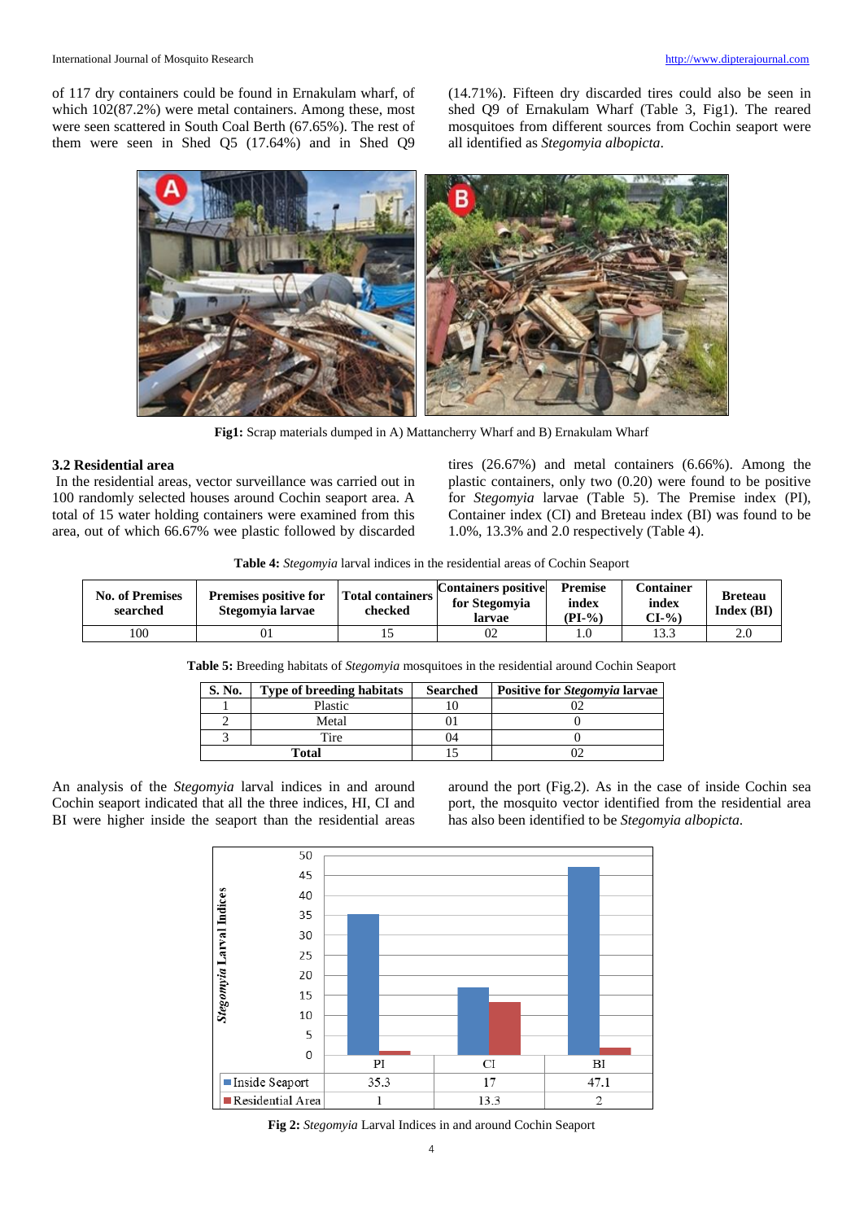of 117 dry containers could be found in Ernakulam wharf, of which 102(87.2%) were metal containers. Among these, most were seen scattered in South Coal Berth (67.65%). The rest of them were seen in Shed Q5 (17.64%) and in Shed Q9 (14.71%). Fifteen dry discarded tires could also be seen in shed Q9 of Ernakulam Wharf (Table 3, Fig1). The reared mosquitoes from different sources from Cochin seaport were all identified as *Stegomyia albopicta*.

**Fig1:** Scrap materials dumped in A) Mattancherry Wharf and B) Ernakulam Wharf

### 3.2 Residential area

In the residential areas, vector surveillance was carried out in 100 randomly selected houses around Cochin seaport area. A total of 15 water holding containers were examined from this area, out of which 66.67% wee plastic followed by discarded tires (26.67%) and metal containers (6.66%). Among the plastic containers, only two (0.20) were found to be positive for *Stegomyia* larvae (Table 5). The Premise index (PI), Container index (CI) and Breteau index (BI) was found to be 1.0%, 13.3% and 2.0 respectively (Table 4).

**Table 4:** *Stegomyia* larval indices in the residential areas of Cochin Seaport

| No. of Premises searched | Premises positive for Stegomyia larvae | Total containers checked | Containers positive for Stegomyia larvae | Premise index (PI-%) | Container index CI-%) | Breteau Index (BI) |
|---|---|---|---|---|---|---|
| 100 | 01 | 15 | 02 | 1.0 | 13.3 | 2.0 |

**Table 5:** Breeding habitats of *Stegomyia* mosquitoes in the residential around Cochin Seaport

| S. No. | Type of breeding habitats | Searched | Positive for *Stegomyia* larvae |
|---|---|---|---|
| 1 | Plastic | 10 | 02 |
| 2 | Metal | 01 | 0 |
| 3 | Tire | 04 | 0 |
| Total | | 15 | 02 |

An analysis of the *Stegomyia* larval indices in and around Cochin seaport indicated that all the three indices, HI, CI and BI were higher inside the seaport than the residential areas around the port (Fig.2). As in the case of inside Cochin sea port, the mosquito vector identified from the residential area has also been identified to be *Stegomyia albopicta*.

| | PI | CI | BI |
|---|---|---|---|
| Inside Seaport | 35.3 | 17 | 47.1 |
| Residential Area | 1 | 13.3 | 2 |

**Fig 2:** *Stegomyia* Larval Indices in and around Cochin Seaport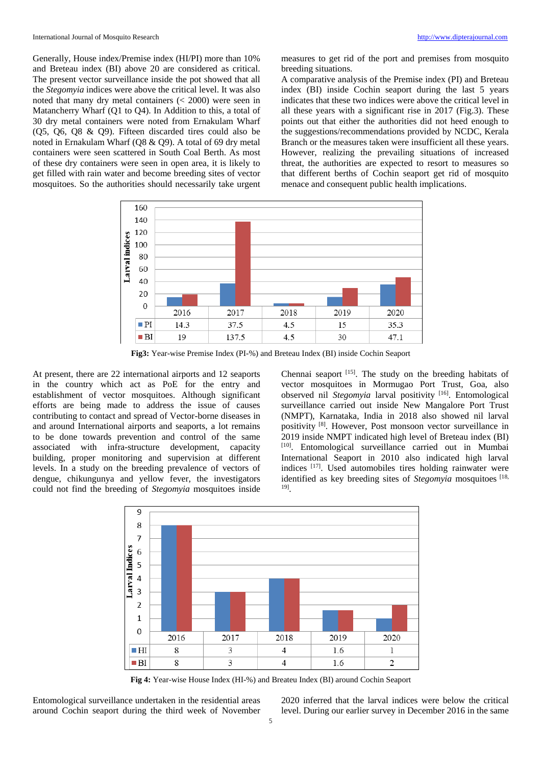Generally, House index/Premise index (HI/PI) more than 10% and Breteau index (BI) above 20 are considered as critical. The present vector surveillance inside the pot showed that all the *Stegomyia* indices were above the critical level. It was also noted that many dry metal containers (< 2000) were seen in Matancherry Wharf (Q1 to Q4). In Addition to this, a total of 30 dry metal containers were noted from Ernakulam Wharf (Q5, Q6, Q8 & Q9). Fifteen discarded tires could also be noted in Ernakulam Wharf (Q8 & Q9). A total of 69 dry metal containers were seen scattered in South Coal Berth. As most of these dry containers were seen in open area, it is likely to get filled with rain water and become breeding sites of vector mosquitoes. So the authorities should necessarily take urgent measures to get rid of the port and premises from mosquito breeding situations.

A comparative analysis of the Premise index (PI) and Breteau index (BI) inside Cochin seaport during the last 5 years indicates that these two indices were above the critical level in all these years with a significant rise in 2017 (Fig.3). These points out that either the authorities did not heed enough to the suggestions/recommendations provided by NCDC, Kerala Branch or the measures taken were insufficient all these years. However, realizing the prevailing situations of increased threat, the authorities are expected to resort to measures so that different berths of Cochin seaport get rid of mosquito menace and consequent public health implications.

| | 2016 | 2017 | 2018 | 2019 | 2020 |
|---|---|---|---|---|---|
| PI | 14.3 | 37.5 | 4.5 | 15 | 35.3 |
| BI | 19 | 137.5 | 4.5 | 30 | 47.1 |

**Fig3:** Year-wise Premise Index (PI-%) and Breteau Index (BI) inside Cochin Seaport

At present, there are 22 international airports and 12 seaports in the country which act as PoE for the entry and establishment of vector mosquitoes. Although significant efforts are being made to address the issue of causes contributing to contact and spread of Vector-borne diseases in and around International airports and seaports, a lot remains to be done towards prevention and control of the same associated with infra-structure development, capacity building, proper monitoring and supervision at different levels. In a study on the breeding prevalence of vectors of dengue, chikungunya and yellow fever, the investigators could not find the breeding of *Stegomyia* mosquitoes inside Chennai seaport [15]. The study on the breeding habitats of vector mosquitoes in Mormugao Port Trust, Goa, also observed nil *Stegomyia* larval positivity [16]. Entomological surveillance carried out inside New Mangalore Port Trust (NMPT), Karnataka, India in 2018 also showed nil larval positivity [8]. However, Post monsoon vector surveillance in 2019 inside NMPT indicated high level of Breteau index (BI) [10]. Entomological surveillance carried out in Mumbai International Seaport in 2010 also indicated high larval indices [17]. Used automobiles tires holding rainwater were identified as key breeding sites of *Stegomyia* mosquitoes [18, 19].

| | 2016 | 2017 | 2018 | 2019 | 2020 |
|---|---|---|---|---|---|
| HI | 8 | 3 | 4 | 1.6 | 1 |
| BI | 8 | 3 | 4 | 1.6 | 2 |

**Fig 4:** Year-wise House Index (HI-%) and Breateu Index (BI) around Cochin Seaport

Entomological surveillance undertaken in the residential areas around Cochin seaport during the third week of November 2020 inferred that the larval indices were below the critical level. During our earlier survey in December 2016 in the same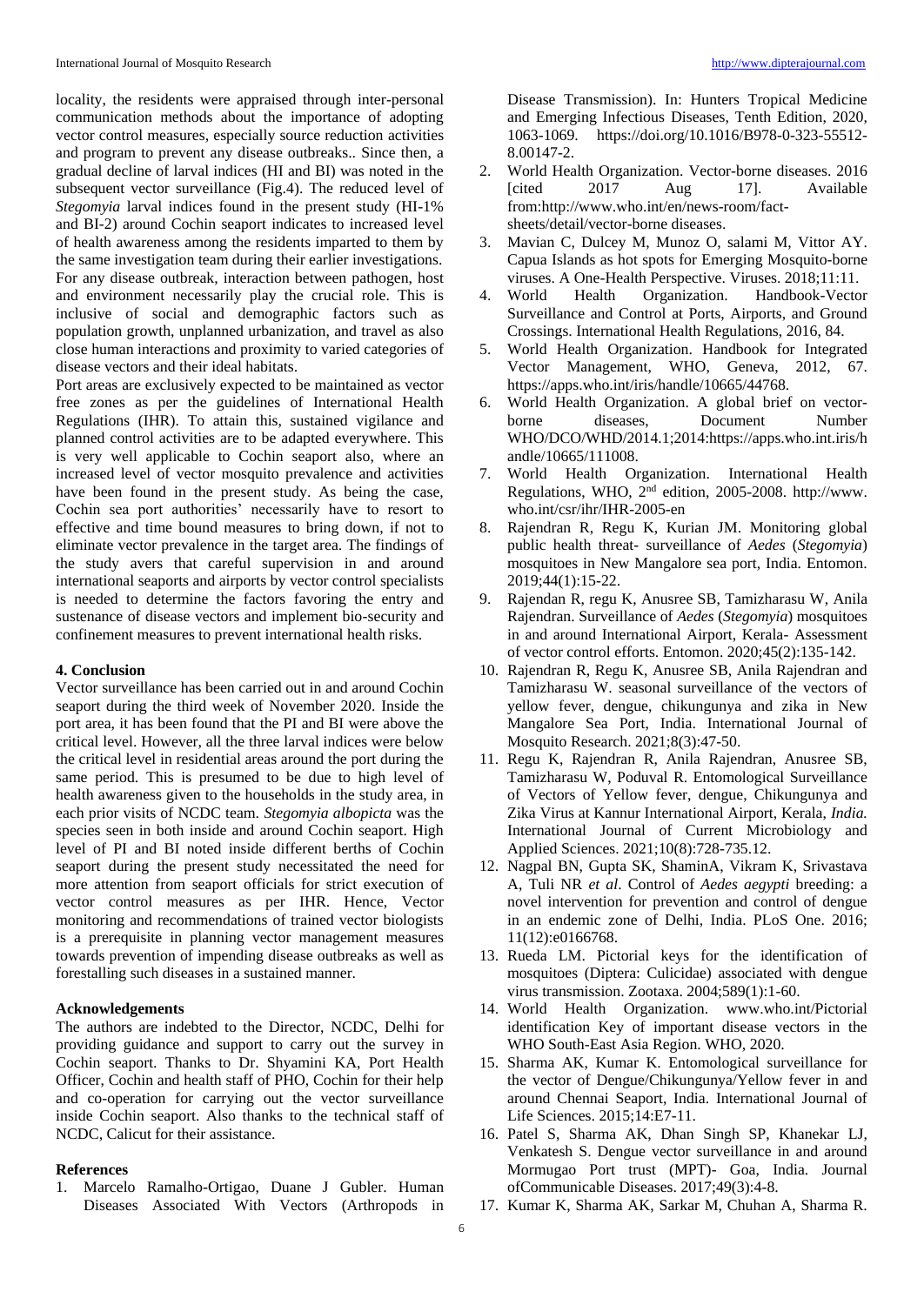locality, the residents were appraised through inter-personal communication methods about the importance of adopting vector control measures, especially source reduction activities and program to prevent any disease outbreaks.. Since then, a gradual decline of larval indices (HI and BI) was noted in the subsequent vector surveillance (Fig.4). The reduced level of *Stegomyia* larval indices found in the present study (HI-1% and BI-2) around Cochin seaport indicates to increased level of health awareness among the residents imparted to them by the same investigation team during their earlier investigations. For any disease outbreak, interaction between pathogen, host and environment necessarily play the crucial role. This is inclusive of social and demographic factors such as population growth, unplanned urbanization, and travel as also close human interactions and proximity to varied categories of disease vectors and their ideal habitats.

Port areas are exclusively expected to be maintained as vector free zones as per the guidelines of International Health Regulations (IHR). To attain this, sustained vigilance and planned control activities are to be adapted everywhere. This is very well applicable to Cochin seaport also, where an increased level of vector mosquito prevalence and activities have been found in the present study. As being the case, Cochin sea port authorities' necessarily have to resort to effective and time bound measures to bring down, if not to eliminate vector prevalence in the target area. The findings of the study avers that careful supervision in and around international seaports and airports by vector control specialists is needed to determine the factors favoring the entry and sustenance of disease vectors and implement bio-security and confinement measures to prevent international health risks.

## 4. Conclusion

Vector surveillance has been carried out in and around Cochin seaport during the third week of November 2020. Inside the port area, it has been found that the PI and BI were above the critical level. However, all the three larval indices were below the critical level in residential areas around the port during the same period. This is presumed to be due to high level of health awareness given to the households in the study area, in each prior visits of NCDC team. *Stegomyia albopicta* was the species seen in both inside and around Cochin seaport. High level of PI and BI noted inside different berths of Cochin seaport during the present study necessitated the need for more attention from seaport officials for strict execution of vector control measures as per IHR. Hence, Vector monitoring and recommendations of trained vector biologists is a prerequisite in planning vector management measures towards prevention of impending disease outbreaks as well as forestalling such diseases in a sustained manner.

## Acknowledgements

The authors are indebted to the Director, NCDC, Delhi for providing guidance and support to carry out the survey in Cochin seaport. Thanks to Dr. Shyamini KA, Port Health Officer, Cochin and health staff of PHO, Cochin for their help and co-operation for carrying out the vector surveillance inside Cochin seaport. Also thanks to the technical staff of NCDC, Calicut for their assistance.

## References

1. Marcelo Ramalho-Ortigao, Duane J Gubler. Human Diseases Associated With Vectors (Arthropods in Disease Transmission). In: Hunters Tropical Medicine and Emerging Infectious Diseases, Tenth Edition, 2020, 1063-1069. https://doi.org/10.1016/B978-0-323-55512-8.00147-2.
2. World Health Organization. Vector-borne diseases. 2016 [cited 2017 Aug 17]. Available from:http://www.who.int/en/news-room/fact-sheets/detail/vector-borne diseases.
3. Mavian C, Dulcey M, Munoz O, salami M, Vittor AY. Capua Islands as hot spots for Emerging Mosquito-borne viruses. A One-Health Perspective. Viruses. 2018;11:11.
4. World Health Organization. Handbook-Vector Surveillance and Control at Ports, Airports, and Ground Crossings. International Health Regulations, 2016, 84.
5. World Health Organization. Handbook for Integrated Vector Management, WHO, Geneva, 2012, 67. https://apps.who.int/iris/handle/10665/44768.
6. World Health Organization. A global brief on vector-borne diseases, Document Number WHO/DCO/WHD/2014.1;2014:https://apps.who.int.iris/handle/10665/111008.
7. World Health Organization. International Health Regulations, WHO, 2nd edition, 2005-2008. http://www.who.int/csr/ihr/IHR-2005-en
8. Rajendran R, Regu K, Kurian JM. Monitoring global public health threat- surveillance of *Aedes* (*Stegomyia*) mosquitoes in New Mangalore sea port, India. Entomon. 2019;44(1):15-22.
9. Rajendan R, regu K, Anusree SB, Tamizharasu W, Anila Rajendran. Surveillance of *Aedes* (*Stegomyia*) mosquitoes in and around International Airport, Kerala- Assessment of vector control efforts. Entomon. 2020;45(2):135-142.
10. Rajendran R, Regu K, Anusree SB, Anila Rajendran and Tamizharasu W. seasonal surveillance of the vectors of yellow fever, dengue, chikungunya and zika in New Mangalore Sea Port, India. International Journal of Mosquito Research. 2021;8(3):47-50.
11. Regu K, Rajendran R, Anila Rajendran, Anusree SB, Tamizharasu W, Poduval R. Entomological Surveillance of Vectors of Yellow fever, dengue, Chikungunya and Zika Virus at Kannur International Airport, Kerala, *India.* International Journal of Current Microbiology and Applied Sciences. 2021;10(8):728-735.12.
12. Nagpal BN, Gupta SK, ShaminA, Vikram K, Srivastava A, Tuli NR *et al*. Control of *Aedes aegypti* breeding: a novel intervention for prevention and control of dengue in an endemic zone of Delhi, India. PLoS One. 2016; 11(12):e0166768.
13. Rueda LM. Pictorial keys for the identification of mosquitoes (Diptera: Culicidae) associated with dengue virus transmission. Zootaxa. 2004;589(1):1-60.
14. World Health Organization. www.who.int/Pictorial identification Key of important disease vectors in the WHO South-East Asia Region. WHO, 2020.
15. Sharma AK, Kumar K. Entomological surveillance for the vector of Dengue/Chikungunya/Yellow fever in and around Chennai Seaport, India. International Journal of Life Sciences. 2015;14:E7-11.
16. Patel S, Sharma AK, Dhan Singh SP, Khanekar LJ, Venkatesh S. Dengue vector surveillance in and around Mormugao Port trust (MPT)- Goa, India. Journal ofCommunicable Diseases. 2017;49(3):4-8.
17. Kumar K, Sharma AK, Sarkar M, Chuhan A, Sharma R.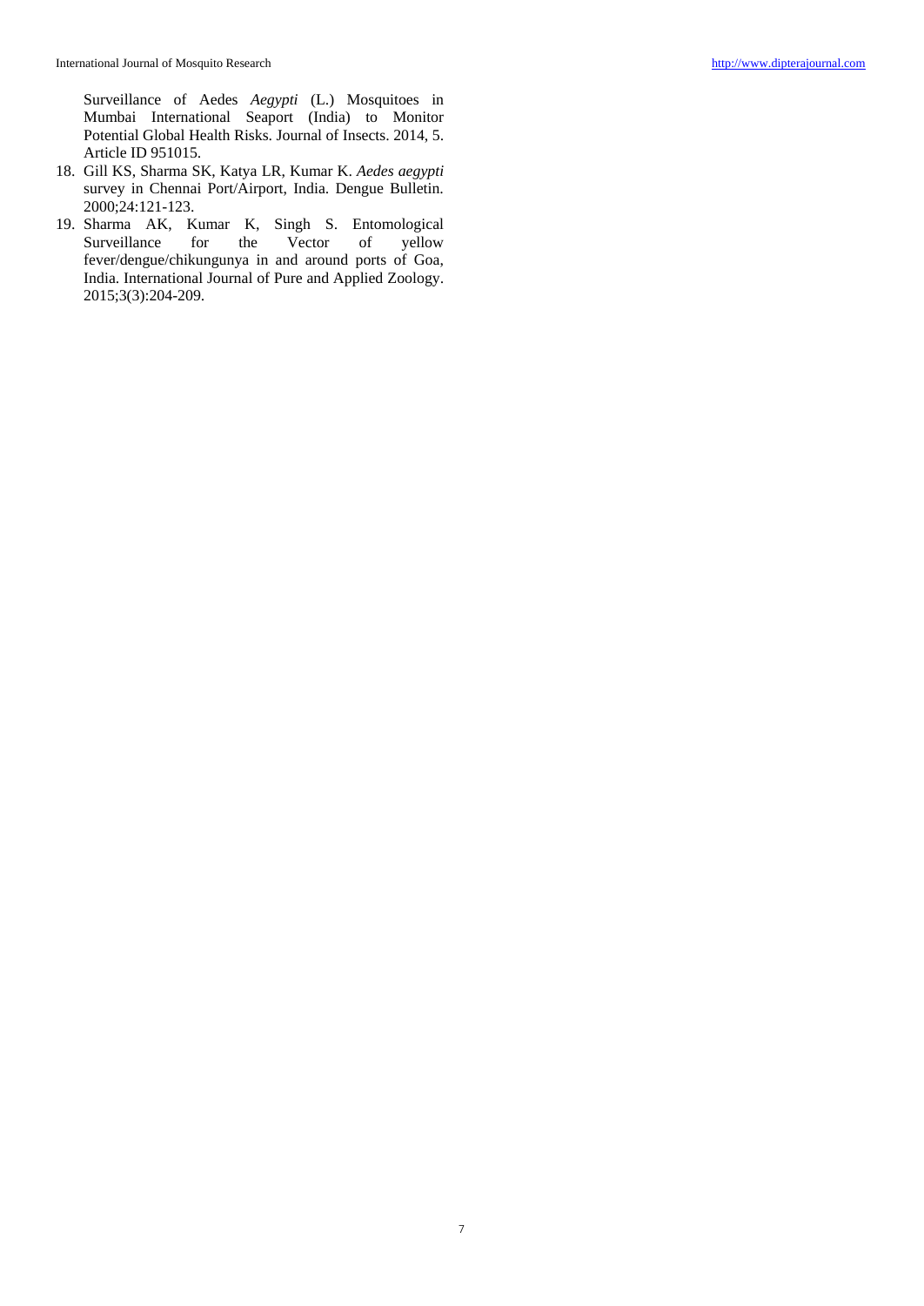Surveillance of Aedes *Aegypti* (L.) Mosquitoes in Mumbai International Seaport (India) to Monitor Potential Global Health Risks. Journal of Insects. 2014, 5. Article ID 951015.

18. Gill KS, Sharma SK, Katya LR, Kumar K. *Aedes aegypti* survey in Chennai Port/Airport, India. Dengue Bulletin. 2000;24:121-123.
19. Sharma AK, Kumar K, Singh S. Entomological Surveillance for the Vector of yellow fever/dengue/chikungunya in and around ports of Goa, India. International Journal of Pure and Applied Zoology. 2015;3(3):204-209.